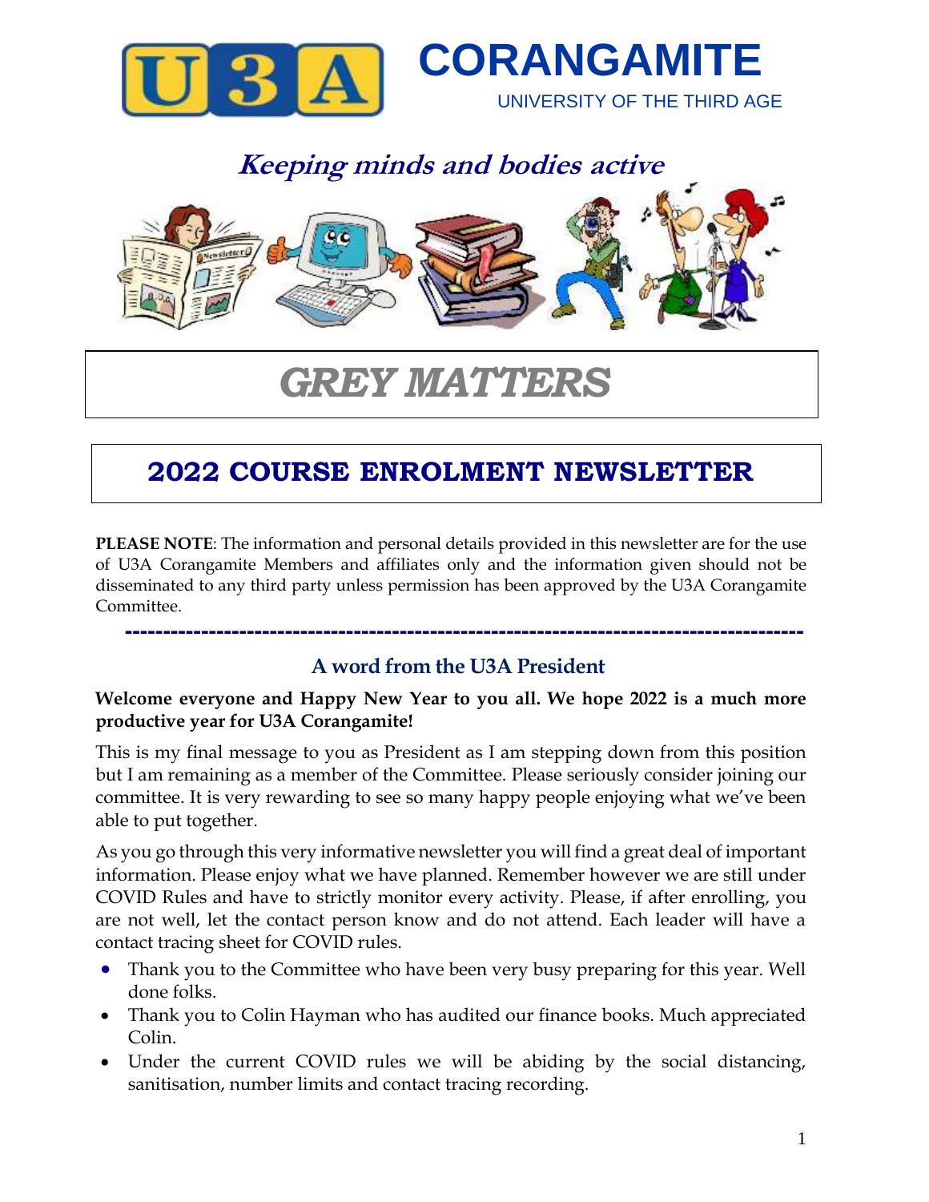# CORANGAMITE

UNIVERSITY OF THE THIRD AGE

***Keeping minds and bodies active***

# *GREY MATTERS*

## 2022 COURSE ENROLMENT NEWSLETTER

**PLEASE NOTE**: The information and personal details provided in this newsletter are for the use of U3A Corangamite Members and affiliates only and the information given should not be disseminated to any third party unless permission has been approved by the U3A Corangamite Committee.

---

### A word from the U3A President

**Welcome everyone and Happy New Year to you all. We hope 2022 is a much more productive year for U3A Corangamite!**

This is my final message to you as President as I am stepping down from this position but I am remaining as a member of the Committee. Please seriously consider joining our committee. It is very rewarding to see so many happy people enjoying what we've been able to put together.

As you go through this very informative newsletter you will find a great deal of important information. Please enjoy what we have planned. Remember however we are still under COVID Rules and have to strictly monitor every activity. Please, if after enrolling, you are not well, let the contact person know and do not attend. Each leader will have a contact tracing sheet for COVID rules.

- Thank you to the Committee who have been very busy preparing for this year. Well done folks.
- Thank you to Colin Hayman who has audited our finance books. Much appreciated Colin.
- Under the current COVID rules we will be abiding by the social distancing, sanitisation, number limits and contact tracing recording.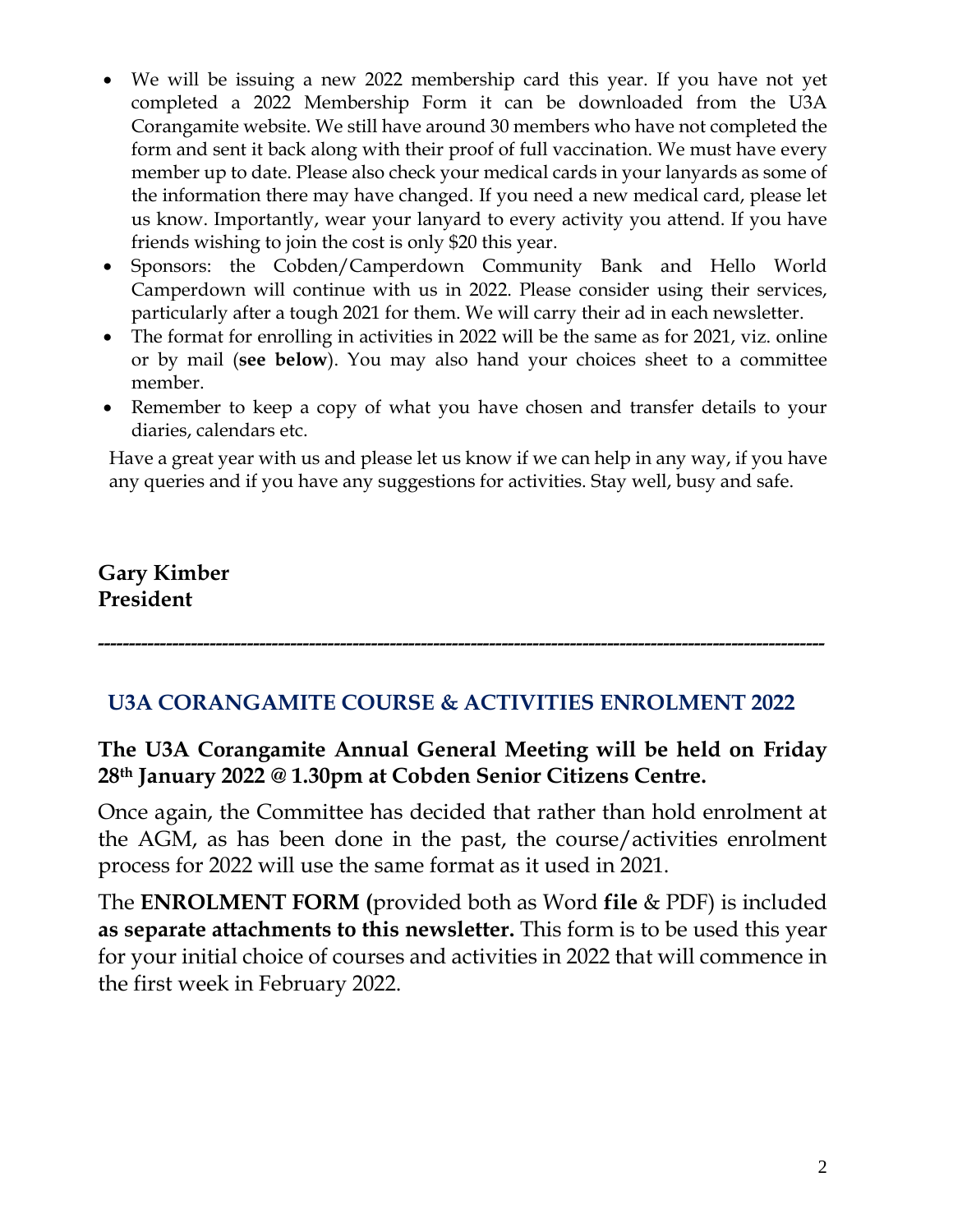- We will be issuing a new 2022 membership card this year. If you have not yet completed a 2022 Membership Form it can be downloaded from the U3A Corangamite website. We still have around 30 members who have not completed the form and sent it back along with their proof of full vaccination. We must have every member up to date. Please also check your medical cards in your lanyards as some of the information there may have changed. If you need a new medical card, please let us know. Importantly, wear your lanyard to every activity you attend. If you have friends wishing to join the cost is only $20 this year.
- Sponsors: the Cobden/Camperdown Community Bank and Hello World Camperdown will continue with us in 2022. Please consider using their services, particularly after a tough 2021 for them. We will carry their ad in each newsletter.
- The format for enrolling in activities in 2022 will be the same as for 2021, viz. online or by mail (**see below**). You may also hand your choices sheet to a committee member.
- Remember to keep a copy of what you have chosen and transfer details to your diaries, calendars etc.

Have a great year with us and please let us know if we can help in any way, if you have any queries and if you have any suggestions for activities. Stay well, busy and safe.

**Gary Kimber**
**President**

---

## U3A CORANGAMITE COURSE & ACTIVITIES ENROLMENT 2022

**The U3A Corangamite Annual General Meeting will be held on Friday 28th January 2022 @ 1.30pm at Cobden Senior Citizens Centre.**

Once again, the Committee has decided that rather than hold enrolment at the AGM, as has been done in the past, the course/activities enrolment process for 2022 will use the same format as it used in 2021.

The **ENROLMENT FORM (**provided both as Word **file** & PDF) is included **as separate attachments to this newsletter.** This form is to be used this year for your initial choice of courses and activities in 2022 that will commence in the first week in February 2022.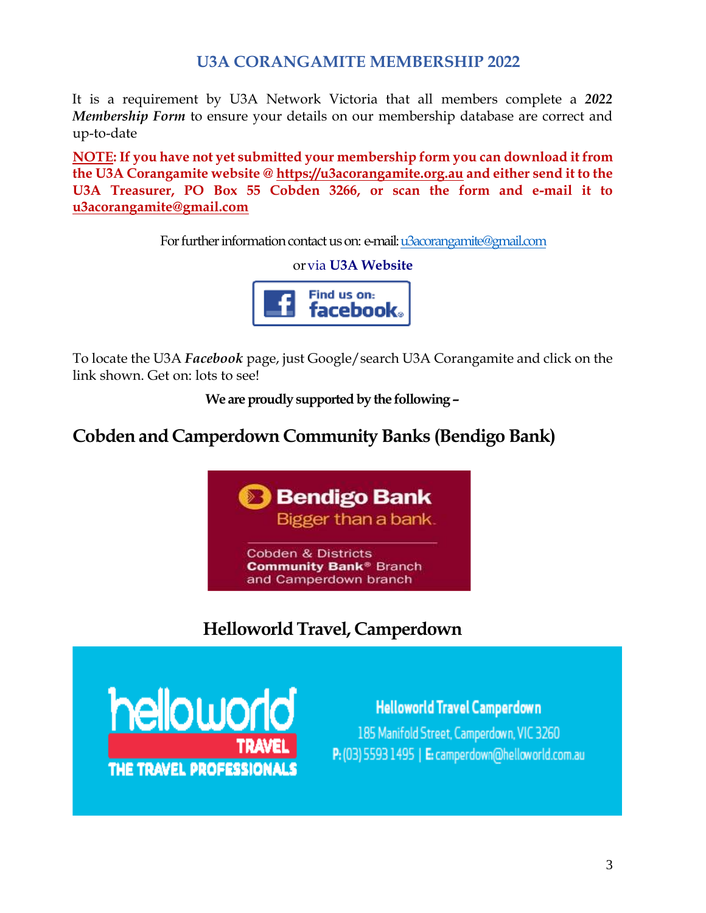## U3A CORANGAMITE MEMBERSHIP 2022

It is a requirement by U3A Network Victoria that all members complete a ***2022 Membership Form*** to ensure your details on our membership database are correct and up-to-date

**NOTE: If you have not yet submitted your membership form you can download it from the U3A Corangamite website @ https://u3acorangamite.org.au and either send it to the U3A Treasurer, PO Box 55 Cobden 3266, or scan the form and e-mail it to u3acorangamite@gmail.com**

For further information contact us on: e-mail: u3acorangamite@gmail.com

or via **U3A Website**

Find us on: facebook

To locate the U3A ***Facebook*** page, just Google/search U3A Corangamite and click on the link shown. Get on: lots to see!

**We are proudly supported by the following –**

## Cobden and Camperdown Community Banks (Bendigo Bank)

Bendigo Bank
Bigger than a bank.

Cobden & Districts
**Community Bank®** Branch
and Camperdown branch

## Helloworld Travel, Camperdown

helloworld TRAVEL
THE TRAVEL PROFESSIONALS

**Helloworld Travel Camperdown**
185 Manifold Street, Camperdown, VIC 3260
**P:** (03) 5593 1495 | **E:** camperdown@helloworld.com.au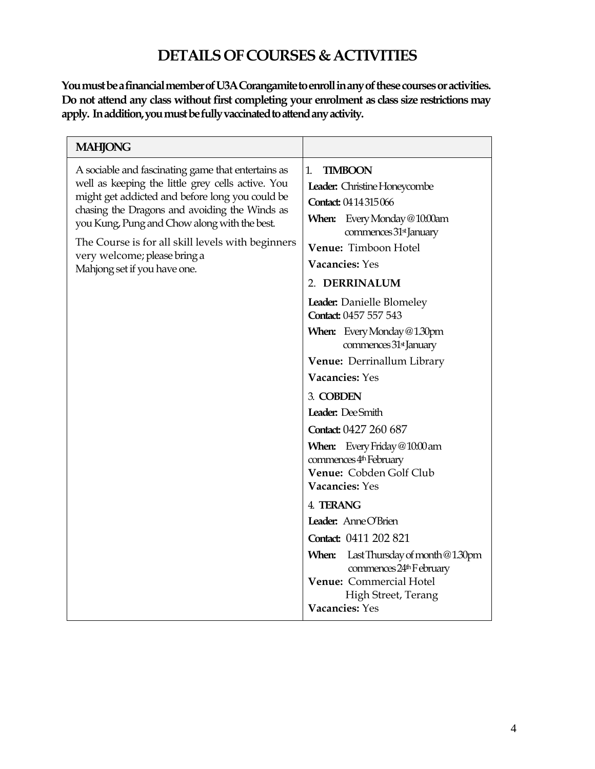# DETAILS OF COURSES & ACTIVITIES

**You must be a financial member of U3A Corangamite to enroll in any of these courses or activities. Do not attend any class without first completing your enrolment as class size restrictions may apply. In addition, you must be fully vaccinated to attend any activity.**

| MAHJONG | |
|---|---|
| A sociable and fascinating game that entertains as well as keeping the little grey cells active. You might get addicted and before long you could be chasing the Dragons and avoiding the Winds as you Kung, Pung and Chow along with the best.<br><br>The Course is for all skill levels with beginners very welcome; please bring a Mahjong set if you have one. | 1. **TIMBOON**<br>**Leader:** Christine Honeycombe<br>**Contact:** 0414 315 066<br>**When:** Every Monday @ 10:00am commences 31st January<br>**Venue:** Timboon Hotel<br>**Vacancies:** Yes<br><br>2. **DERRINALUM**<br>**Leader:** Danielle Blomeley<br>**Contact:** 0457 557 543<br>**When:** Every Monday @ 1.30pm commences 31st January<br>**Venue:** Derrinallum Library<br>**Vacancies:** Yes<br><br>3. **COBDEN**<br>**Leader:** Dee Smith<br>**Contact:** 0427 260 687<br>**When:** Every Friday @ 10:00 am commences 4th February<br>**Venue:** Cobden Golf Club<br>**Vacancies:** Yes<br><br>4. **TERANG**<br>**Leader:** Anne O'Brien<br>**Contact:** 0411 202 821<br>**When:** Last Thursday of month @ 1.30pm commences 24th February<br>**Venue:** Commercial Hotel High Street, Terang<br>**Vacancies:** Yes |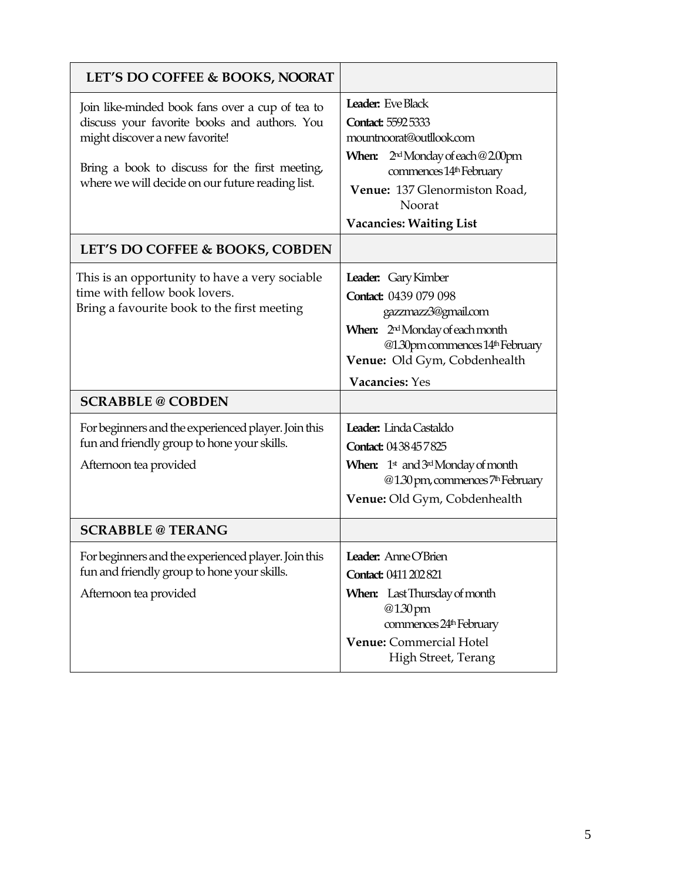| LET'S DO COFFEE & BOOKS, NOORAT | |
|---|---|
| Join like-minded book fans over a cup of tea to discuss your favorite books and authors. You might discover a new favorite!<br><br>Bring a book to discuss for the first meeting, where we will decide on our future reading list. | **Leader:** Eve Black<br>**Contact:** 5592 5333<br>mountnoorat@outllook.com<br>**When:** 2nd Monday of each @ 2.00pm commences 14th February<br>**Venue:** 137 Glenormiston Road, Noorat<br>**Vacancies: Waiting List** |
| **LET'S DO COFFEE & BOOKS, COBDEN** | |
| This is an opportunity to have a very sociable time with fellow book lovers.<br>Bring a favourite book to the first meeting | **Leader:** Gary Kimber<br>**Contact:** 0439 079 098<br>gazzmazz3@gmail.com<br>**When:** 2nd Monday of each month @1.30pm commences 14th February<br>**Venue:** Old Gym, Cobdenhealth<br>**Vacancies:** Yes |
| **SCRABBLE @ COBDEN** | |
| For beginners and the experienced player. Join this fun and friendly group to hone your skills.<br><br>Afternoon tea provided | **Leader:** Linda Castaldo<br>**Contact:** 0438 457 825<br>**When:** 1st and 3rd Monday of month @1.30 pm, commences 7th February<br>**Venue:** Old Gym, Cobdenhealth |
| **SCRABBLE @ TERANG** | |
| For beginners and the experienced player. Join this fun and friendly group to hone your skills.<br><br>Afternoon tea provided | **Leader:** Anne O'Brien<br>**Contact:** 0411 202 821<br>**When:** Last Thursday of month @1.30 pm commences 24th February<br>**Venue:** Commercial Hotel High Street, Terang |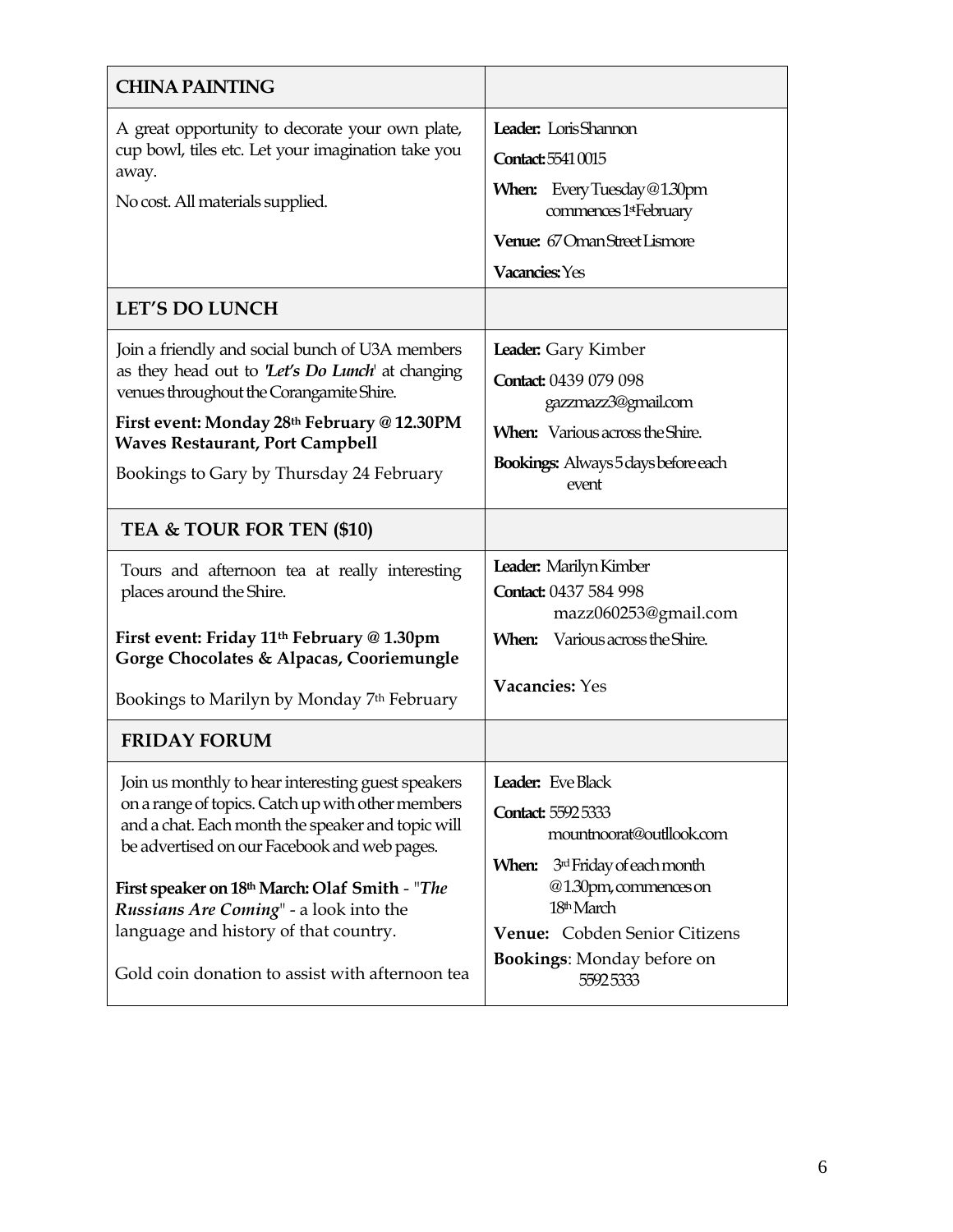| CHINA PAINTING | |
|---|---|
| A great opportunity to decorate your own plate, cup bowl, tiles etc. Let your imagination take you away.<br><br>No cost. All materials supplied. | **Leader:** Loris Shannon<br>**Contact:** 5541 0015<br>**When:** Every Tuesday @1.30pm commences 1st February<br>**Venue:** 67 Oman Street Lismore<br>**Vacancies:** Yes |
| **LET'S DO LUNCH** | |
| Join a friendly and social bunch of U3A members as they head out to ***'Let's Do Lunch'*** at changing venues throughout the Corangamite Shire.<br><br>**First event: Monday 28th February @ 12.30PM Waves Restaurant, Port Campbell**<br><br>Bookings to Gary by Thursday 24 February | **Leader:** Gary Kimber<br>**Contact:** 0439 079 098 gazzmazz3@gmail.com<br>**When:** Various across the Shire.<br>**Bookings:** Always 5 days before each event |
| **TEA & TOUR FOR TEN ($10)** | |
| Tours and afternoon tea at really interesting places around the Shire.<br><br>**First event: Friday 11th February @ 1.30pm Gorge Chocolates & Alpacas, Cooriemungle**<br><br>Bookings to Marilyn by Monday 7th February | **Leader:** Marilyn Kimber<br>**Contact:** 0437 584 998 mazz060253@gmail.com<br>**When:** Various across the Shire.<br><br>**Vacancies:** Yes |
| **FRIDAY FORUM** | |
| Join us monthly to hear interesting guest speakers on a range of topics. Catch up with other members and a chat. Each month the speaker and topic will be advertised on our Facebook and web pages.<br><br>**First speaker on 18th March: Olaf Smith** - "***The Russians Are Coming***" - a look into the language and history of that country.<br><br>Gold coin donation to assist with afternoon tea | **Leader:** Eve Black<br>**Contact:** 5592 5333 mountnoorat@outllook.com<br>**When:** 3rd Friday of each month @1.30pm, commences on 18th March<br>**Venue:** Cobden Senior Citizens<br>**Bookings**: Monday before on 5592 5333 |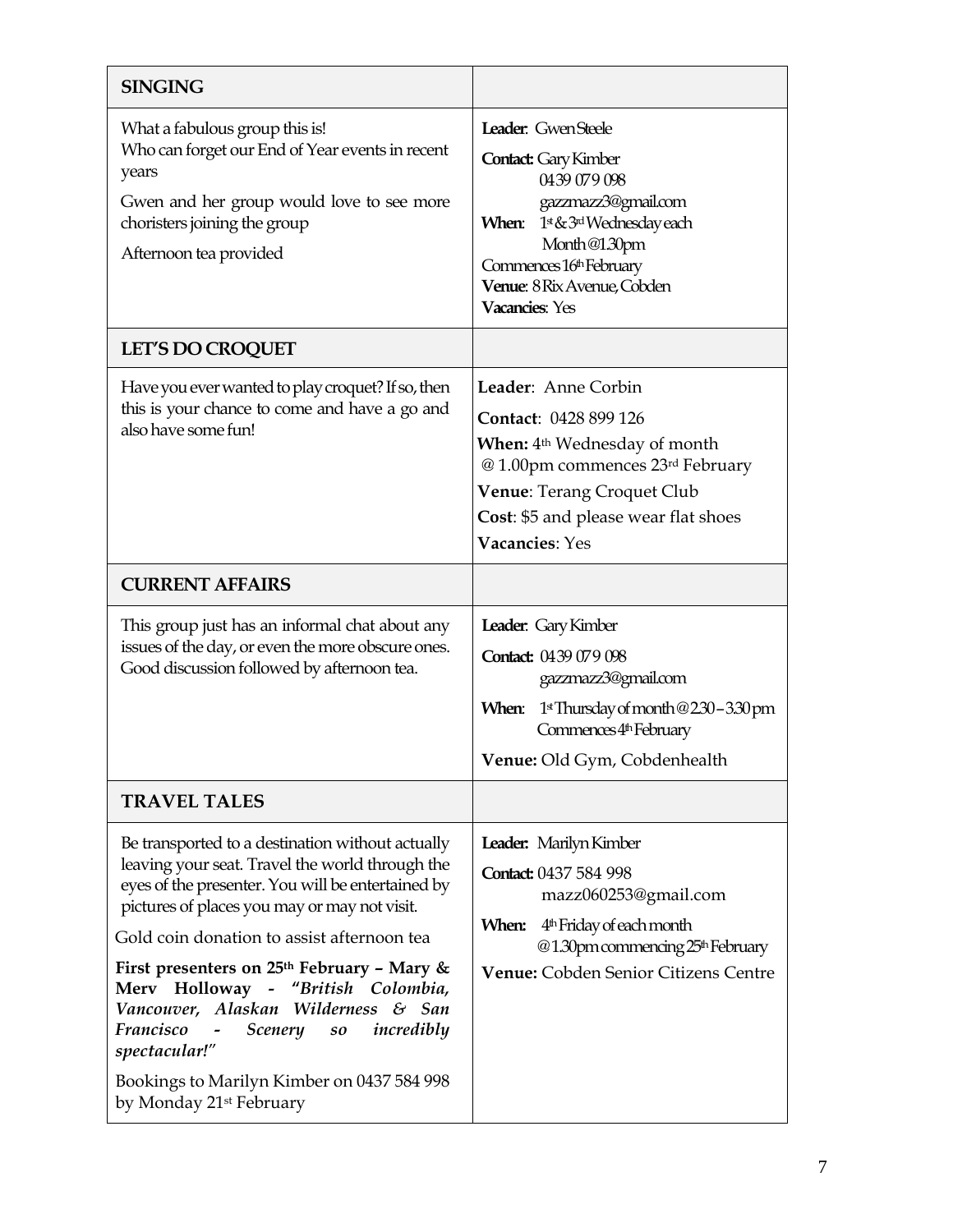## SINGING

What a fabulous group this is!
Who can forget our End of Year events in recent years

Gwen and her group would love to see more choristers joining the group

Afternoon tea provided

**Leader**: Gwen Steele
**Contact:** Gary Kimber
0439 079 098
gazzmazz3@gmail.com
**When**: 1st & 3rd Wednesday each Month @1.30pm
Commences 16th February
**Venue**: 8 Rix Avenue, Cobden
**Vacancies**: Yes

## LET'S DO CROQUET

Have you ever wanted to play croquet? If so, then this is your chance to come and have a go and also have some fun!

**Leader**: Anne Corbin
**Contact**: 0428 899 126
**When:** 4th Wednesday of month @ 1.00pm commences 23rd February
**Venue**: Terang Croquet Club
**Cost**: $5 and please wear flat shoes
**Vacancies**: Yes

## CURRENT AFFAIRS

This group just has an informal chat about any issues of the day, or even the more obscure ones. Good discussion followed by afternoon tea.

**Leader**: Gary Kimber
**Contact:** 0439 079 098
gazzmazz3@gmail.com
**When**: 1st Thursday of month @ 2.30 – 3.30 pm
Commences 4th February
**Venue:** Old Gym, Cobdenhealth

## TRAVEL TALES

Be transported to a destination without actually leaving your seat. Travel the world through the eyes of the presenter. You will be entertained by pictures of places you may or may not visit.

Gold coin donation to assist afternoon tea

**First presenters on 25th February – Mary & Merv Holloway - "*British Colombia, Vancouver, Alaskan Wilderness & San Francisco - Scenery so incredibly spectacular!*"**

Bookings to Marilyn Kimber on 0437 584 998 by Monday 21st February

**Leader:** Marilyn Kimber
**Contact:** 0437 584 998
mazz060253@gmail.com
**When:** 4th Friday of each month @1.30pm commencing 25th February
**Venue:** Cobden Senior Citizens Centre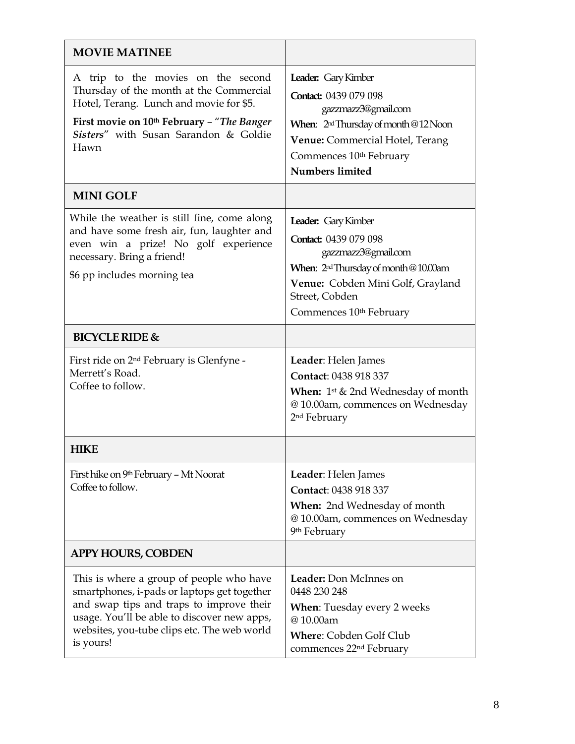| MOVIE MATINEE | |
|---|---|
| A trip to the movies on the second Thursday of the month at the Commercial Hotel, Terang. Lunch and movie for $5.<br><br>**First movie on 10th February** – "***The Banger Sisters***" with Susan Sarandon & Goldie Hawn | **Leader:** Gary Kimber<br>**Contact:** 0439 079 098<br>gazzmazz3@gmail.com<br>**When**: 2nd Thursday of month @ 12 Noon<br>**Venue:** Commercial Hotel, Terang<br>Commences 10th February<br>**Numbers limited** |
| **MINI GOLF** | |
| While the weather is still fine, come along and have some fresh air, fun, laughter and even win a prize! No golf experience necessary. Bring a friend!<br><br>$6 pp includes morning tea | **Leader:** Gary Kimber<br>**Contact:** 0439 079 098<br>gazzmazz3@gmail.com<br>**When**: 2nd Thursday of month @ 10.00am<br>**Venue:** Cobden Mini Golf, Grayland Street, Cobden<br>Commences 10th February |
| **BICYCLE RIDE &** | |
| First ride on 2nd February is Glenfyne - Merrett's Road.<br>Coffee to follow. | **Leader**: Helen James<br>**Contact**: 0438 918 337<br>**When:** 1st & 2nd Wednesday of month @ 10.00am, commences on Wednesday 2nd February |
| **HIKE** | |
| First hike on 9th February – Mt Noorat<br>Coffee to follow. | **Leader**: Helen James<br>**Contact**: 0438 918 337<br>**When:** 2nd Wednesday of month @ 10.00am, commences on Wednesday 9th February |
| **APPY HOURS, COBDEN** | |
| This is where a group of people who have smartphones, i-pads or laptops get together and swap tips and traps to improve their usage. You'll be able to discover new apps, websites, you-tube clips etc. The web world is yours! | **Leader:** Don McInnes on 0448 230 248<br>**When**: Tuesday every 2 weeks @ 10.00am<br>**Where**: Cobden Golf Club commences 22nd February |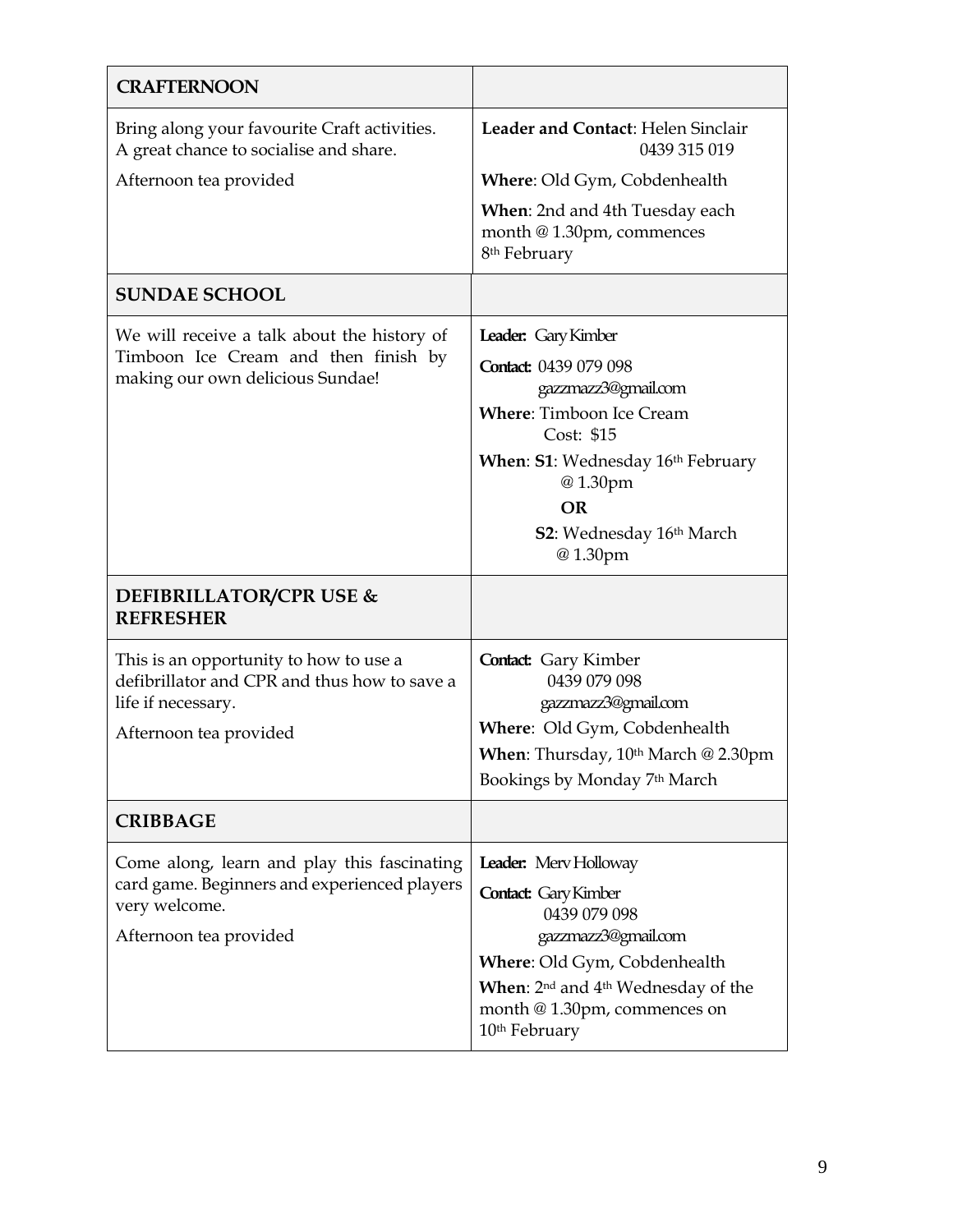| **CRAFTERNOON** | |
|---|---|
| Bring along your favourite Craft activities. A great chance to socialise and share.<br><br>Afternoon tea provided | **Leader and Contact**: Helen Sinclair 0439 315 019<br><br>**Where**: Old Gym, Cobdenhealth<br><br>**When**: 2nd and 4th Tuesday each month @ 1.30pm, commences 8th February |
| **SUNDAE SCHOOL** | |
| We will receive a talk about the history of Timboon Ice Cream and then finish by making our own delicious Sundae! | **Leader:** Gary Kimber<br><br>**Contact:** 0439 079 098 gazzmazz3@gmail.com<br><br>**Where**: Timboon Ice Cream Cost: $15<br><br>**When**: **S1**: Wednesday 16th February @ 1.30pm<br>**OR**<br>**S2**: Wednesday 16th March @ 1.30pm |
| **DEFIBRILLATOR/CPR USE & REFRESHER** | |
| This is an opportunity to how to use a defibrillator and CPR and thus how to save a life if necessary.<br><br>Afternoon tea provided | **Contact:** Gary Kimber 0439 079 098 gazzmazz3@gmail.com<br><br>**Where**: Old Gym, Cobdenhealth<br><br>**When**: Thursday, 10th March @ 2.30pm<br><br>Bookings by Monday 7th March |
| **CRIBBAGE** | |
| Come along, learn and play this fascinating card game. Beginners and experienced players very welcome.<br><br>Afternoon tea provided | **Leader:** Merv Holloway<br><br>**Contact:** Gary Kimber 0439 079 098 gazzmazz3@gmail.com<br><br>**Where**: Old Gym, Cobdenhealth<br><br>**When**: 2nd and 4th Wednesday of the month @ 1.30pm, commences on 10th February |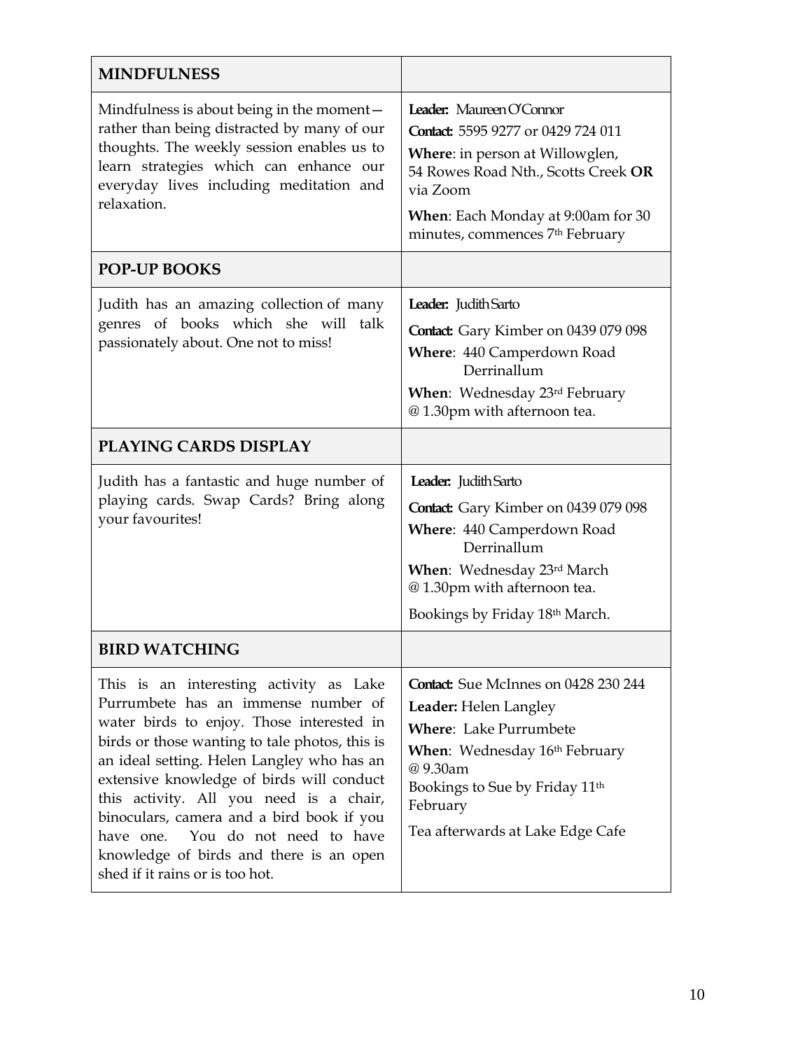| MINDFULNESS | |
|---|---|
| Mindfulness is about being in the moment—rather than being distracted by many of our thoughts. The weekly session enables us to learn strategies which can enhance our everyday lives including meditation and relaxation. | **Leader:** Maureen O'Connor<br>**Contact:** 5595 9277 or 0429 724 011<br>**Where**: in person at Willowglen, 54 Rowes Road Nth., Scotts Creek **OR** via Zoom<br>**When**: Each Monday at 9:00am for 30 minutes, commences 7th February |
| **POP-UP BOOKS** | |
| Judith has an amazing collection of many genres of books which she will talk passionately about. One not to miss! | **Leader:** Judith Sarto<br>**Contact:** Gary Kimber on 0439 079 098<br>**Where**: 440 Camperdown Road Derrinallum<br>**When**: Wednesday 23rd February @ 1.30pm with afternoon tea. |
| **PLAYING CARDS DISPLAY** | |
| Judith has a fantastic and huge number of playing cards. Swap Cards? Bring along your favourites! | **Leader:** Judith Sarto<br>**Contact:** Gary Kimber on 0439 079 098<br>**Where**: 440 Camperdown Road Derrinallum<br>**When**: Wednesday 23rd March @ 1.30pm with afternoon tea.<br>Bookings by Friday 18th March. |
| **BIRD WATCHING** | |
| This is an interesting activity as Lake Purrumbete has an immense number of water birds to enjoy. Those interested in birds or those wanting to tale photos, this is an ideal setting. Helen Langley who has an extensive knowledge of birds will conduct this activity. All you need is a chair, binoculars, camera and a bird book if you have one. You do not need to have knowledge of birds and there is an open shed if it rains or is too hot. | **Contact:** Sue McInnes on 0428 230 244<br>**Leader:** Helen Langley<br>**Where**: Lake Purrumbete<br>**When**: Wednesday 16th February @ 9.30am<br>Bookings to Sue by Friday 11th February<br>Tea afterwards at Lake Edge Cafe |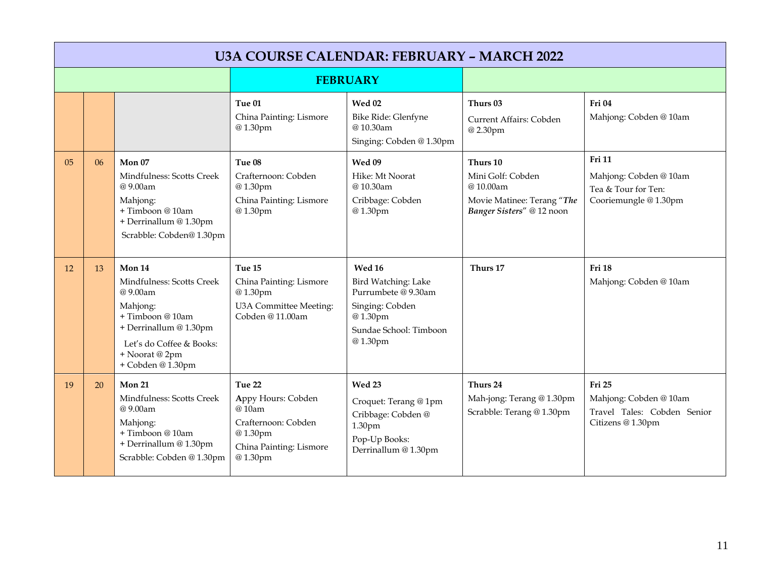# U3A COURSE CALENDAR: FEBRUARY – MARCH 2022

## FEBRUARY

| | | | | | | |
|---|---|---|---|---|---|---|
| | | | **Tue 01**<br>China Painting: Lismore @ 1.30pm | **Wed 02**<br>Bike Ride: Glenfyne @ 10.30am<br>Singing: Cobden @ 1.30pm | **Thurs 03**<br>Current Affairs: Cobden @ 2.30pm | **Fri 04**<br>Mahjong: Cobden @ 10am |
| 05 | 06 | **Mon 07**<br>Mindfulness: Scotts Creek @ 9.00am<br>Mahjong:<br>+ Timboon @ 10am<br>+ Derrinallum @ 1.30pm<br>Scrabble: Cobden@ 1.30pm | **Tue 08**<br>Crafternoon: Cobden @ 1.30pm<br>China Painting: Lismore @ 1.30pm | **Wed 09**<br>Hike: Mt Noorat @ 10.30am<br>Cribbage: Cobden @ 1.30pm | **Thurs 10**<br>Mini Golf: Cobden @ 10.00am<br>Movie Matinee: Terang "***The Banger Sisters***" @ 12 noon | **Fri 11**<br>Mahjong: Cobden @ 10am<br>Tea & Tour for Ten: Cooriemungle @ 1.30pm |
| 12 | 13 | **Mon 14**<br>Mindfulness: Scotts Creek @ 9.00am<br>Mahjong:<br>+ Timboon @ 10am<br>+ Derrinallum @ 1.30pm<br>Let's do Coffee & Books:<br>+ Noorat @ 2pm<br>+ Cobden @ 1.30pm | **Tue 15**<br>China Painting: Lismore @ 1.30pm<br>U3A Committee Meeting: Cobden @ 11.00am | **Wed 16**<br>Bird Watching: Lake Purrumbete @ 9.30am<br>Singing: Cobden @ 1.30pm<br>Sundae School: Timboon @ 1.30pm | **Thurs 17** | **Fri 18**<br>Mahjong: Cobden @ 10am |
| 19 | 20 | **Mon 21**<br>Mindfulness: Scotts Creek @ 9.00am<br>Mahjong:<br>+ Timboon @ 10am<br>+ Derrinallum @ 1.30pm<br>Scrabble: Cobden @ 1.30pm | **Tue 22**<br>Appy Hours: Cobden @ 10am<br>Crafternoon: Cobden @ 1.30pm<br>China Painting: Lismore @ 1.30pm | **Wed 23**<br>Croquet: Terang @ 1pm<br>Cribbage: Cobden @ 1.30pm<br>Pop-Up Books: Derrinallum @ 1.30pm | **Thurs 24**<br>Mah-jong: Terang @ 1.30pm<br>Scrabble: Terang @ 1.30pm | **Fri 25**<br>Mahjong: Cobden @ 10am<br>Travel Tales: Cobden Senior Citizens @ 1.30pm |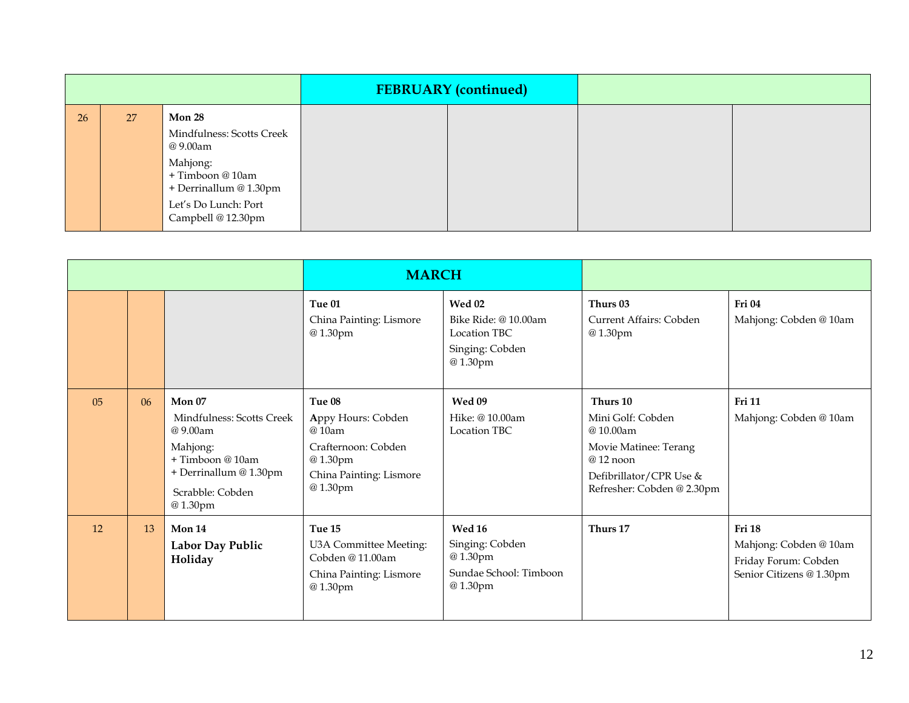| | | | FEBRUARY (continued) | | | |
|---|---|---|---|---|---|---|
| 26 | 27 | **Mon 28**<br>Mindfulness: Scotts Creek @ 9.00am<br>Mahjong:<br>+ Timboon @ 10am<br>+ Derrinallum @ 1.30pm<br>Let's Do Lunch: Port Campbell @ 12.30pm | | | | |

| | | | MARCH | | | |
|---|---|---|---|---|---|---|
| | | | **Tue 01**<br>China Painting: Lismore @ 1.30pm | **Wed 02**<br>Bike Ride: @ 10.00am Location TBC<br>Singing: Cobden @ 1.30pm | **Thurs 03**<br>Current Affairs: Cobden @ 1.30pm | **Fri 04**<br>Mahjong: Cobden @ 10am |
| 05 | 06 | **Mon 07**<br>Mindfulness: Scotts Creek @ 9.00am<br>Mahjong:<br>+ Timboon @ 10am<br>+ Derrinallum @ 1.30pm<br>Scrabble: Cobden @ 1.30pm | **Tue 08**<br>Appy Hours: Cobden @ 10am<br>Crafternoon: Cobden @ 1.30pm<br>China Painting: Lismore @ 1.30pm | **Wed 09**<br>Hike: @ 10.00am Location TBC | **Thurs 10**<br>Mini Golf: Cobden @ 10.00am<br>Movie Matinee: Terang @ 12 noon<br>Defibrillator/CPR Use & Refresher: Cobden @ 2.30pm | **Fri 11**<br>Mahjong: Cobden @ 10am |
| 12 | 13 | **Mon 14**<br>**Labor Day Public Holiday** | **Tue 15**<br>U3A Committee Meeting: Cobden @ 11.00am<br>China Painting: Lismore @ 1.30pm | **Wed 16**<br>Singing: Cobden @ 1.30pm<br>Sundae School: Timboon @ 1.30pm | **Thurs 17** | **Fri 18**<br>Mahjong: Cobden @ 10am<br>Friday Forum: Cobden Senior Citizens @ 1.30pm |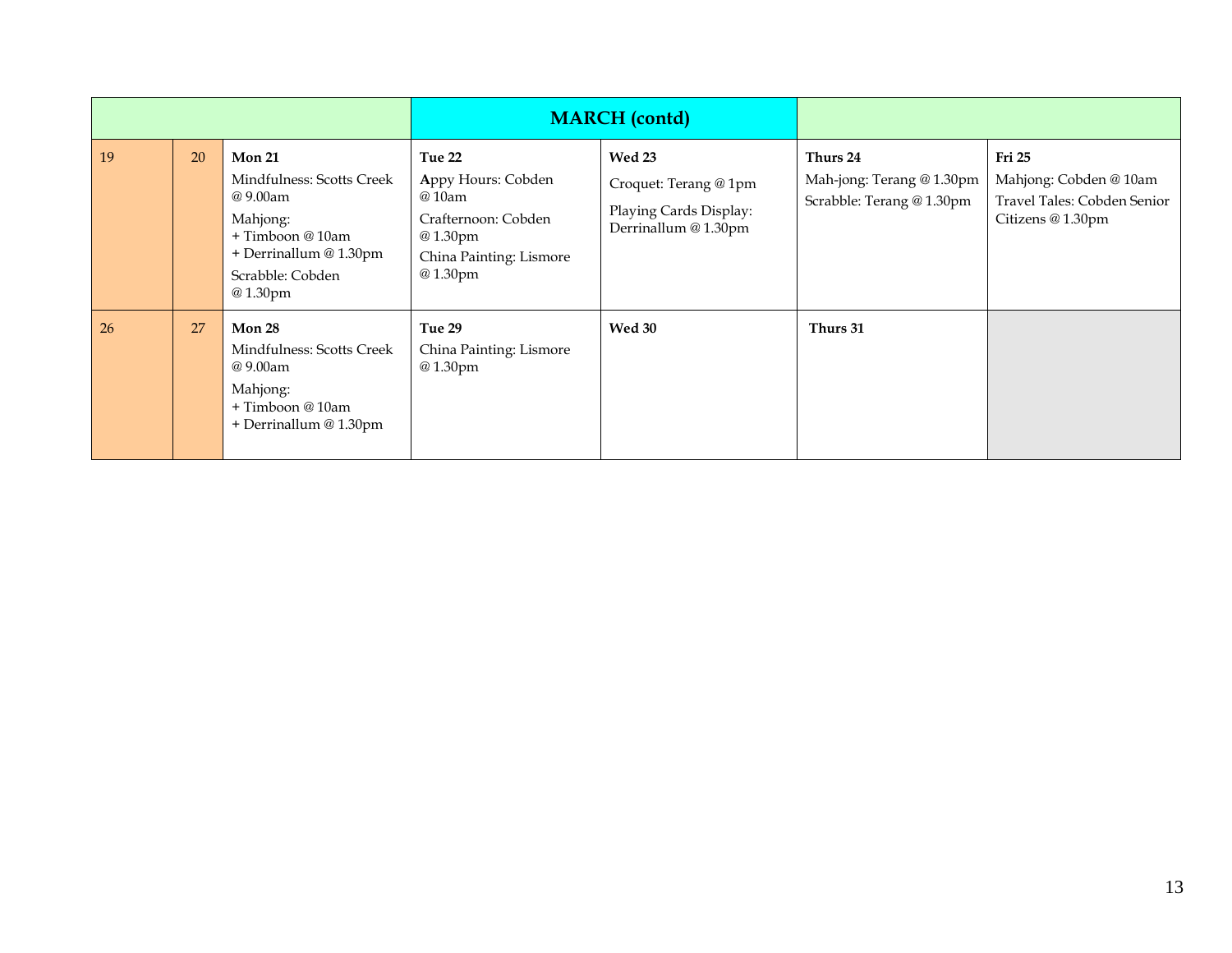| | | | | MARCH (contd) | | |
|---|---|---|---|---|---|---|
| 19 | 20 | **Mon 21**<br>Mindfulness: Scotts Creek @ 9.00am<br>Mahjong:<br>+ Timboon @ 10am<br>+ Derrinallum @ 1.30pm<br>Scrabble: Cobden @ 1.30pm | **Tue 22**<br>Appy Hours: Cobden @ 10am<br>Crafternoon: Cobden @ 1.30pm<br>China Painting: Lismore @ 1.30pm | **Wed 23**<br>Croquet: Terang @ 1pm<br>Playing Cards Display: Derrinallum @ 1.30pm | **Thurs 24**<br>Mah-jong: Terang @ 1.30pm<br>Scrabble: Terang @ 1.30pm | **Fri 25**<br>Mahjong: Cobden @ 10am<br>Travel Tales: Cobden Senior Citizens @ 1.30pm |
| 26 | 27 | **Mon 28**<br>Mindfulness: Scotts Creek @ 9.00am<br>Mahjong:<br>+ Timboon @ 10am<br>+ Derrinallum @ 1.30pm | **Tue 29**<br>China Painting: Lismore @ 1.30pm | **Wed 30** | **Thurs 31** | |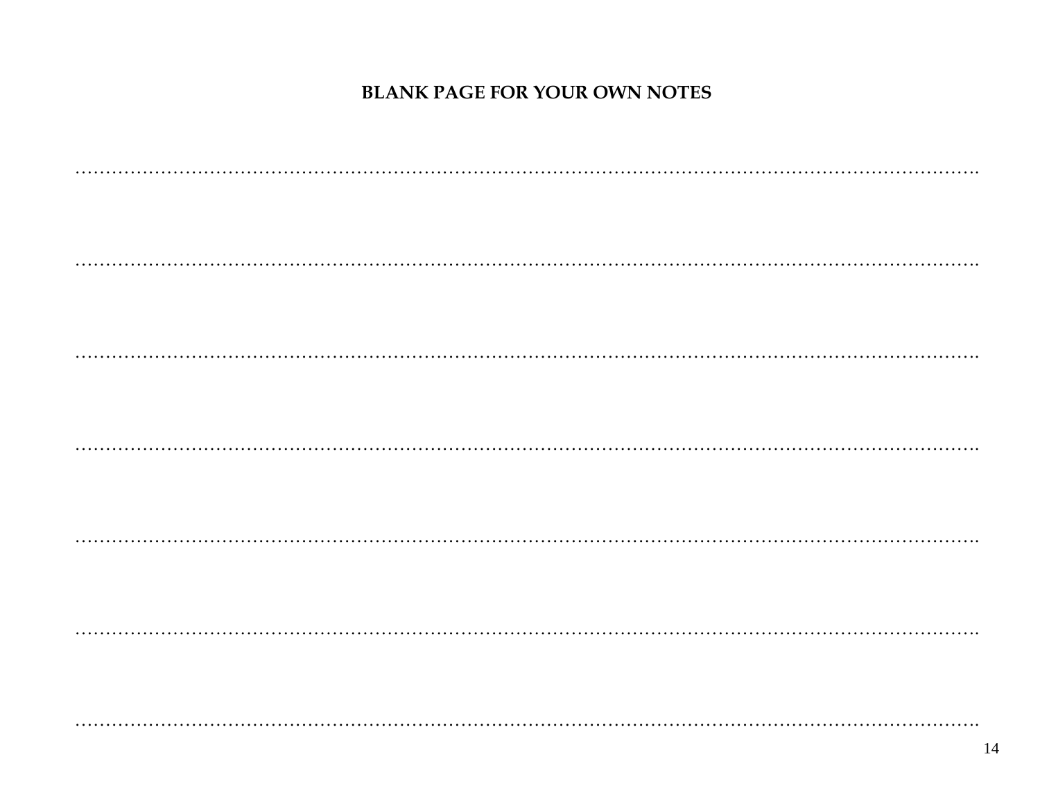**BLANK PAGE FOR YOUR OWN NOTES**

…………………………………………………………………………………………………………………………….

…………………………………………………………………………………………………………………………….

…………………………………………………………………………………………………………………………….

…………………………………………………………………………………………………………………………….

…………………………………………………………………………………………………………………………….

…………………………………………………………………………………………………………………………….

…………………………………………………………………………………………………………………………….